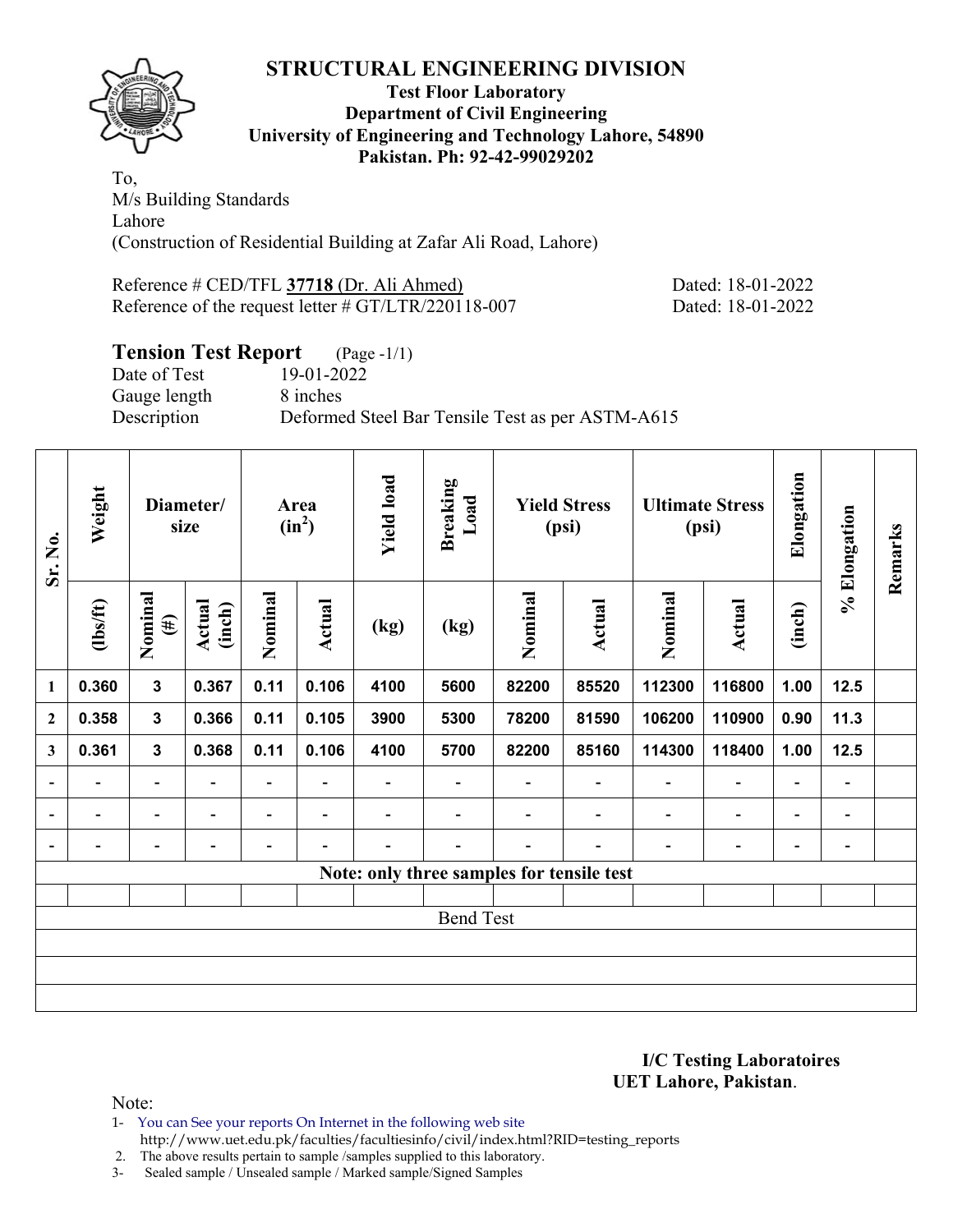# STRUCTURAL ENGINEERING DIVISION

**Test Floor Laboratory**
**Department of Civil Engineering**
**University of Engineering and Technology Lahore, 54890**
**Pakistan. Ph: 92-42-99029202**

To,
M/s Building Standards
Lahore
(Construction of Residential Building at Zafar Ali Road, Lahore)

Reference # CED/TFL **37718** (Dr. Ali Ahmed) Dated: 18-01-2022
Reference of the request letter # GT/LTR/220118-007 Dated: 18-01-2022

## Tension Test Report (Page -1/1)

Date of Test 19-01-2022
Gauge length 8 inches
Description Deformed Steel Bar Tensile Test as per ASTM-A615

| Sr. No. | Weight | Diameter/ size | | Area ($in^2$) | | Yield load | Breaking Load | Yield Stress (psi) | | Ultimate Stress (psi) | | Elongation | % Elongation | Remarks |
|---|---|---|---|---|---|---|---|---|---|---|---|---|---|---|
| | (lbs/ft) | Nominal (#) | Actual (inch) | Nominal | Actual | (kg) | (kg) | Nominal | Actual | Nominal | Actual | (inch) | | |
| 1 | 0.360 | 3 | 0.367 | 0.11 | 0.106 | 4100 | 5600 | 82200 | 85520 | 112300 | 116800 | 1.00 | 12.5 | |
| 2 | 0.358 | 3 | 0.366 | 0.11 | 0.105 | 3900 | 5300 | 78200 | 81590 | 106200 | 110900 | 0.90 | 11.3 | |
| 3 | 0.361 | 3 | 0.368 | 0.11 | 0.106 | 4100 | 5700 | 82200 | 85160 | 114300 | 118400 | 1.00 | 12.5 | |
| - | - | - | - | - | - | - | - | - | - | - | - | - | - | |
| - | - | - | - | - | - | - | - | - | - | - | - | - | - | |
| - | - | - | - | - | - | - | - | - | - | - | - | - | - | |
| Note: only three samples for tensile test | | | | | | | | | | | | | | |
| | | | | | | | | | | | | | | |
| Bend Test | | | | | | | | | | | | | | |
| | | | | | | | | | | | | | | |
| | | | | | | | | | | | | | | |
| | | | | | | | | | | | | | | |

**I/C Testing Laboratoires**
**UET Lahore, Pakistan**.

Note:
1- You can See your reports On Internet in the following web site
http://www.uet.edu.pk/faculties/facultiesinfo/civil/index.html?RID=testing_reports
2. The above results pertain to sample /samples supplied to this laboratory.
3- Sealed sample / Unsealed sample / Marked sample/Signed Samples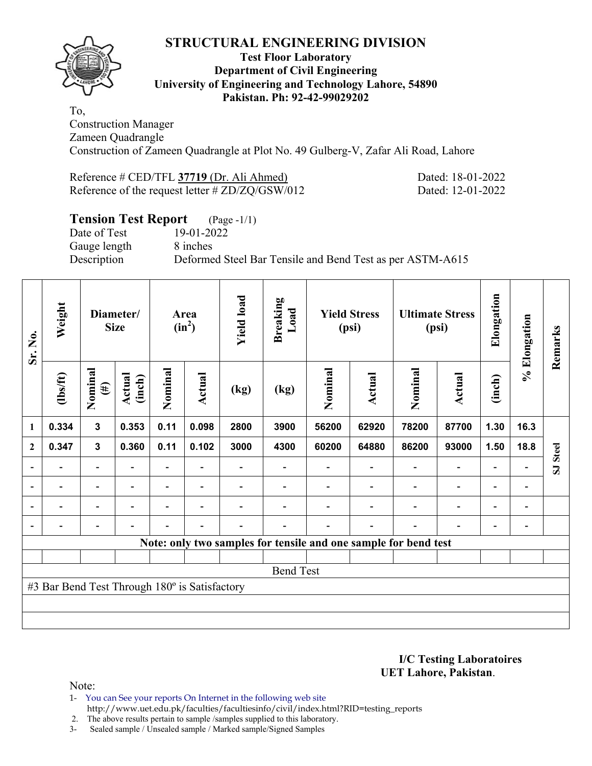# STRUCTURAL ENGINEERING DIVISION

**Test Floor Laboratory**
**Department of Civil Engineering**
**University of Engineering and Technology Lahore, 54890**
**Pakistan. Ph: 92-42-99029202**

To,
Construction Manager
Zameen Quadrangle
Construction of Zameen Quadrangle at Plot No. 49 Gulberg-V, Zafar Ali Road, Lahore

Reference # CED/TFL **37719** (Dr. Ali Ahmed) Dated: 18-01-2022
Reference of the request letter # ZD/ZQ/GSW/012 Dated: 12-01-2022

## Tension Test Report (Page -1/1)

Date of Test 19-01-2022
Gauge length 8 inches
Description Deformed Steel Bar Tensile and Bend Test as per ASTM-A615

| Sr. No. | Weight | Diameter/ Size | | Area ($in^2$) | | Yield load | Breaking Load | Yield Stress (psi) | | Ultimate Stress (psi) | | Elongation | % Elongation | Remarks |
|---|---|---|---|---|---|---|---|---|---|---|---|---|---|---|
| | (lbs/ft) | Nominal (#) | Actual (inch) | Nominal | Actual | (kg) | (kg) | Nominal | Actual | Nominal | Actual | (inch) | | |
| 1 | 0.334 | 3 | 0.353 | 0.11 | 0.098 | 2800 | 3900 | 56200 | 62920 | 78200 | 87700 | 1.30 | 16.3 | SJ Steel |
| 2 | 0.347 | 3 | 0.360 | 0.11 | 0.102 | 3000 | 4300 | 60200 | 64880 | 86200 | 93000 | 1.50 | 18.8 | |
| - | - | - | - | - | - | - | - | - | - | - | - | - | - | |
| - | - | - | - | - | - | - | - | - | - | - | - | - | - | |
| - | - | - | - | - | - | - | - | - | - | - | - | - | - | |
| - | - | - | - | - | - | - | - | - | - | - | - | - | - | |

**Note: only two samples for tensile and one sample for bend test**

Bend Test

#3 Bar Bend Test Through 180º is Satisfactory

**I/C Testing Laboratoires**
**UET Lahore, Pakistan**.

Note:

1- You can See your reports On Internet in the following web site
http://www.uet.edu.pk/faculties/facultiesinfo/civil/index.html?RID=testing_reports
2. The above results pertain to sample /samples supplied to this laboratory.
3- Sealed sample / Unsealed sample / Marked sample/Signed Samples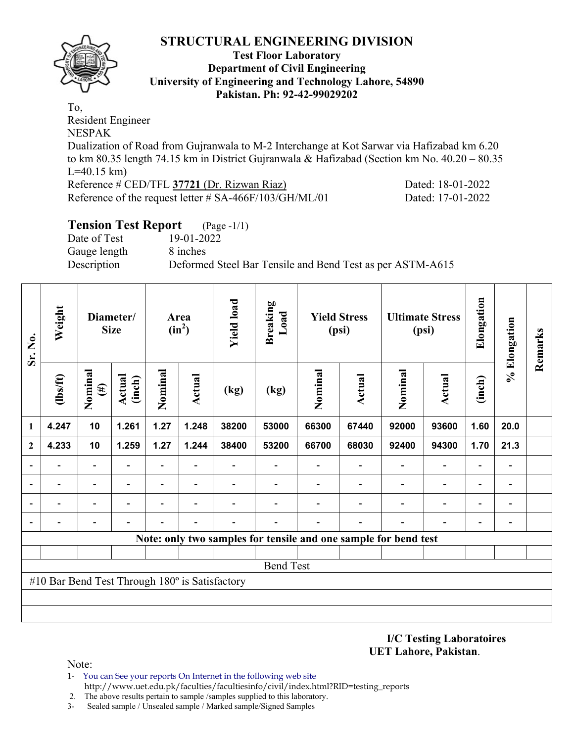# STRUCTURAL ENGINEERING DIVISION

**Test Floor Laboratory**
**Department of Civil Engineering**
**University of Engineering and Technology Lahore, 54890**
**Pakistan. Ph: 92-42-99029202**

To,
Resident Engineer
NESPAK
Dualization of Road from Gujranwala to M-2 Interchange at Kot Sarwar via Hafizabad km 6.20 to km 80.35 length 74.15 km in District Gujranwala & Hafizabad (Section km No. 40.20 – 80.35 L=40.15 km)
Reference # CED/TFL **37721** (Dr. Rizwan Riaz) Dated: 18-01-2022
Reference of the request letter # SA-466F/103/GH/ML/01 Dated: 17-01-2022

## Tension Test Report (Page -1/1)

Date of Test 19-01-2022
Gauge length 8 inches
Description Deformed Steel Bar Tensile and Bend Test as per ASTM-A615

| Sr. No. | Weight | Diameter/ Size | | Area ($in^2$) | | Yield load | Breaking Load | Yield Stress (psi) | | Ultimate Stress (psi) | | Elongation | % Elongation | Remarks |
|---|---|---|---|---|---|---|---|---|---|---|---|---|---|---|
| | (lbs/ft) | Nominal (#) | Actual (inch) | Nominal | Actual | (kg) | (kg) | Nominal | Actual | Nominal | Actual | (inch) | | |
| 1 | 4.247 | 10 | 1.261 | 1.27 | 1.248 | 38200 | 53000 | 66300 | 67440 | 92000 | 93600 | 1.60 | 20.0 | |
| 2 | 4.233 | 10 | 1.259 | 1.27 | 1.244 | 38400 | 53200 | 66700 | 68030 | 92400 | 94300 | 1.70 | 21.3 | |
| - | - | - | - | - | - | - | - | - | - | - | - | - | - | |
| - | - | - | - | - | - | - | - | - | - | - | - | - | - | |
| - | - | - | - | - | - | - | - | - | - | - | - | - | - | |
| - | - | - | - | - | - | - | - | - | - | - | - | - | - | |
| **Note: only two samples for tensile and one sample for bend test** | | | | | | | | | | | | | | |
| | | | | | | | | | | | | | | |
| Bend Test | | | | | | | | | | | | | | |
| #10 Bar Bend Test Through 180º is Satisfactory | | | | | | | | | | | | | | |

**I/C Testing Laboratoires**
**UET Lahore, Pakistan**.

Note:
1- You can See your reports On Internet in the following web site
http://www.uet.edu.pk/faculties/facultiesinfo/civil/index.html?RID=testing_reports
2. The above results pertain to sample /samples supplied to this laboratory.
3- Sealed sample / Unsealed sample / Marked sample/Signed Samples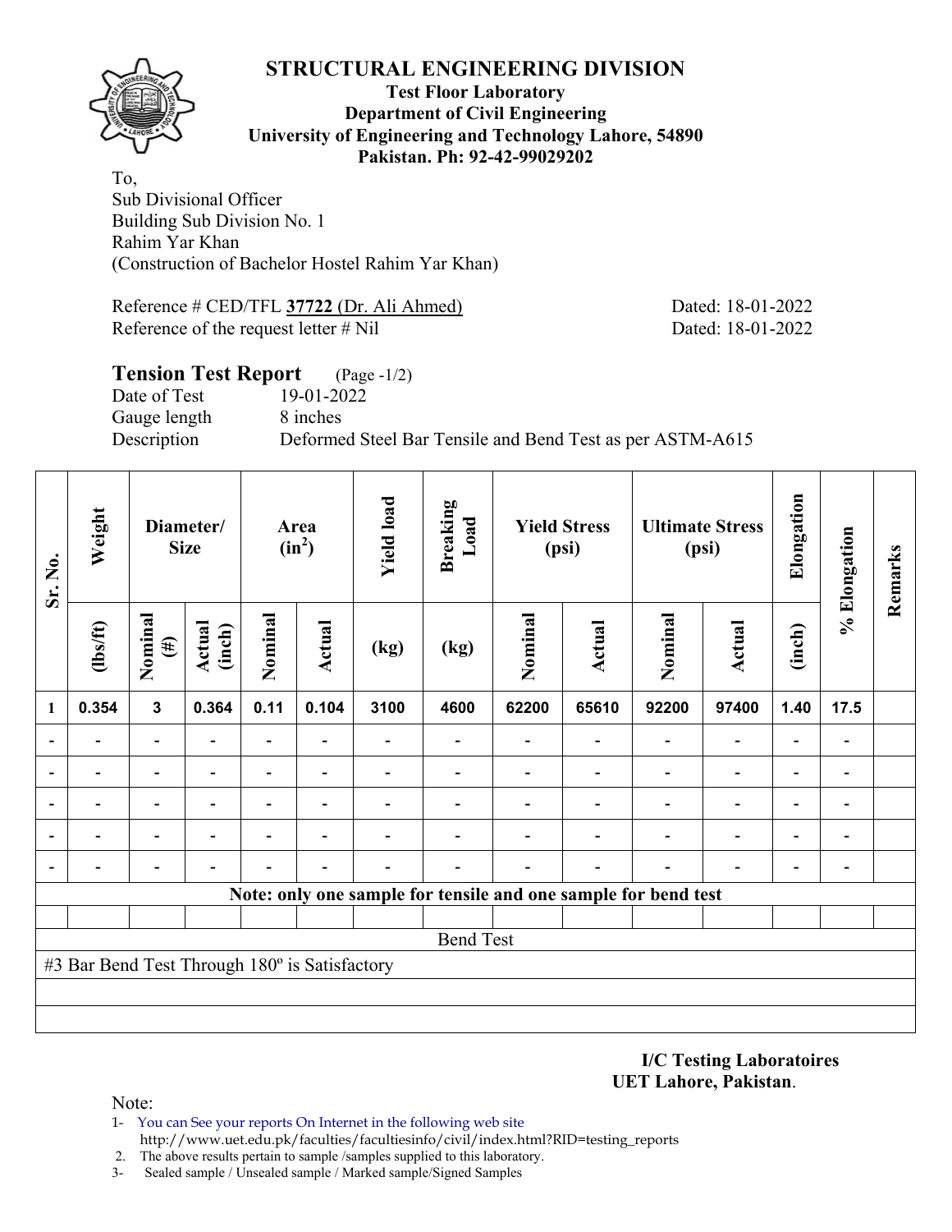# STRUCTURAL ENGINEERING DIVISION

**Test Floor Laboratory**
**Department of Civil Engineering**
**University of Engineering and Technology Lahore, 54890**
**Pakistan. Ph: 92-42-99029202**

To,
Sub Divisional Officer
Building Sub Division No. 1
Rahim Yar Khan
(Construction of Bachelor Hostel Rahim Yar Khan)

Reference # CED/TFL **37722** (Dr. Ali Ahmed) Dated: 18-01-2022
Reference of the request letter # Nil Dated: 18-01-2022

## Tension Test Report (Page -1/2)

Date of Test 19-01-2022
Gauge length 8 inches
Description Deformed Steel Bar Tensile and Bend Test as per ASTM-A615

| Sr. No. | Weight | Diameter/ Size | | Area ($in^2$) | | Yield load | Breaking Load | Yield Stress (psi) | | Ultimate Stress (psi) | | Elongation | % Elongation | Remarks |
|---|---|---|---|---|---|---|---|---|---|---|---|---|---|---|
| | (lbs/ft) | Nominal (#) | Actual (inch) | Nominal | Actual | (kg) | (kg) | Nominal | Actual | Nominal | Actual | (inch) | | |
| 1 | 0.354 | 3 | 0.364 | 0.11 | 0.104 | 3100 | 4600 | 62200 | 65610 | 92200 | 97400 | 1.40 | 17.5 | |
| - | - | - | - | - | - | - | - | - | - | - | - | - | - | |
| - | - | - | - | - | - | - | - | - | - | - | - | - | - | |
| - | - | - | - | - | - | - | - | - | - | - | - | - | - | |
| - | - | - | - | - | - | - | - | - | - | - | - | - | - | |
| - | - | - | - | - | - | - | - | - | - | - | - | - | - | |
| Note: only one sample for tensile and one sample for bend test | | | | | | | | | | | | | | |
| Bend Test | | | | | | | | | | | | | | |
| #3 Bar Bend Test Through 180º is Satisfactory | | | | | | | | | | | | | | |

**I/C Testing Laboratoires**
**UET Lahore, Pakistan**.

Note:
1- You can See your reports On Internet in the following web site
http://www.uet.edu.pk/faculties/facultiesinfo/civil/index.html?RID=testing_reports
2. The above results pertain to sample /samples supplied to this laboratory.
3- Sealed sample / Unsealed sample / Marked sample/Signed Samples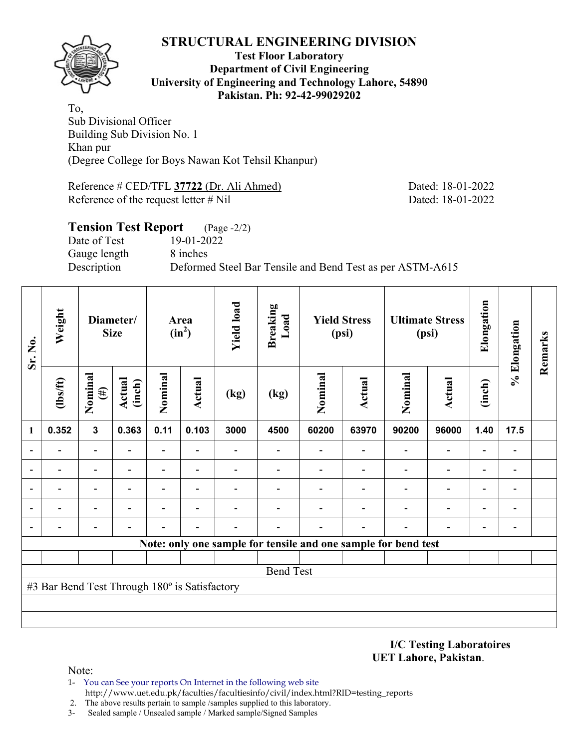# STRUCTURAL ENGINEERING DIVISION

**Test Floor Laboratory**
**Department of Civil Engineering**
**University of Engineering and Technology Lahore, 54890**
**Pakistan. Ph: 92-42-99029202**

To,
Sub Divisional Officer
Building Sub Division No. 1
Khan pur
(Degree College for Boys Nawan Kot Tehsil Khanpur)

Reference # CED/TFL **37722** (Dr. Ali Ahmed) Dated: 18-01-2022
Reference of the request letter # Nil Dated: 18-01-2022

## Tension Test Report (Page -2/2)

Date of Test 19-01-2022
Gauge length 8 inches
Description Deformed Steel Bar Tensile and Bend Test as per ASTM-A615

| Sr. No. | Weight | Diameter/ Size | | Area ($in^2$) | | Yield load | Breaking Load | Yield Stress (psi) | | Ultimate Stress (psi) | | Elongation | % Elongation | Remarks |
|---|---|---|---|---|---|---|---|---|---|---|---|---|---|---|
| | (lbs/ft) | Nominal (#) | Actual (inch) | Nominal | Actual | (kg) | (kg) | Nominal | Actual | Nominal | Actual | (inch) | | |
| 1 | 0.352 | 3 | 0.363 | 0.11 | 0.103 | 3000 | 4500 | 60200 | 63970 | 90200 | 96000 | 1.40 | 17.5 | |
| - | - | - | - | - | - | - | - | - | - | - | - | - | - | |
| - | - | - | - | - | - | - | - | - | - | - | - | - | - | |
| - | - | - | - | - | - | - | - | - | - | - | - | - | - | |
| - | - | - | - | - | - | - | - | - | - | - | - | - | - | |
| - | - | - | - | - | - | - | - | - | - | - | - | - | - | |
| **Note: only one sample for tensile and one sample for bend test** | | | | | | | | | | | | | | |
| Bend Test | | | | | | | | | | | | | | |
| #3 Bar Bend Test Through 180º is Satisfactory | | | | | | | | | | | | | | |

**I/C Testing Laboratoires**
**UET Lahore, Pakistan**.

Note:

1. You can See your reports On Internet in the following web site
   http://www.uet.edu.pk/faculties/facultiesinfo/civil/index.html?RID=testing_reports
2. The above results pertain to sample /samples supplied to this laboratory.
3. Sealed sample / Unsealed sample / Marked sample/Signed Samples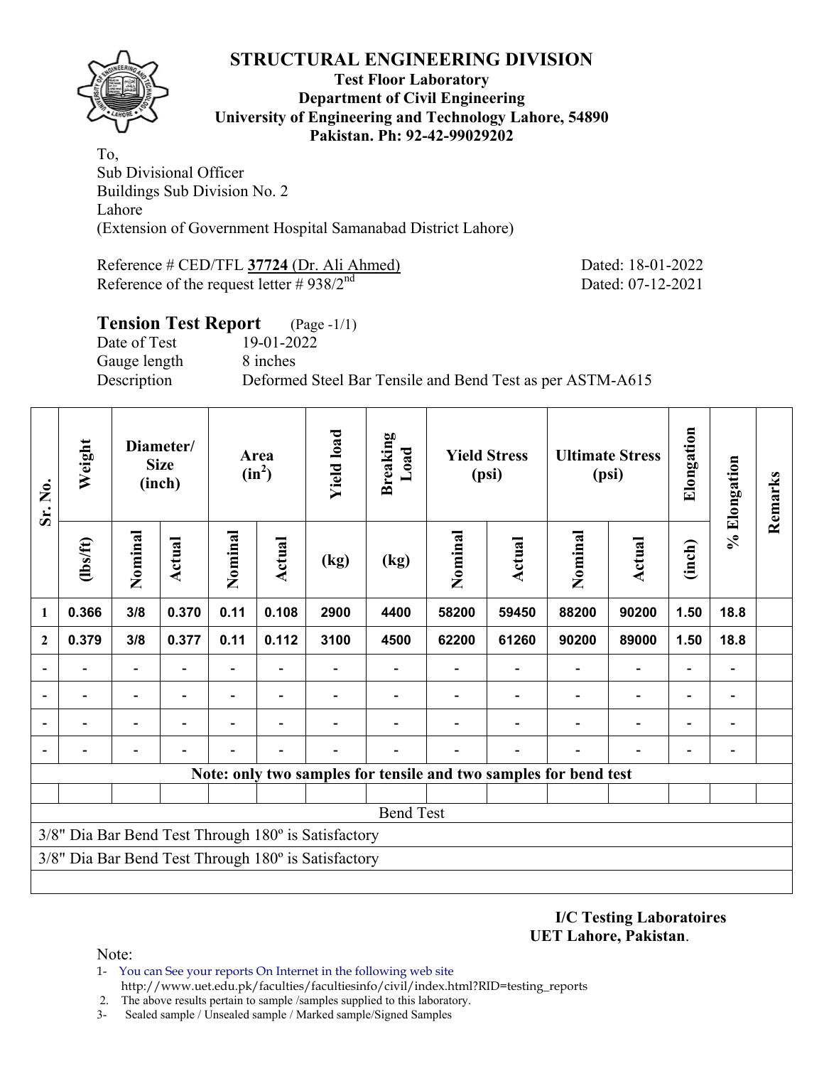# STRUCTURAL ENGINEERING DIVISION

**Test Floor Laboratory**
**Department of Civil Engineering**
**University of Engineering and Technology Lahore, 54890**
**Pakistan. Ph: 92-42-99029202**

To,
Sub Divisional Officer
Buildings Sub Division No. 2
Lahore
(Extension of Government Hospital Samanabad District Lahore)

Reference # CED/TFL **37724** (Dr. Ali Ahmed) Dated: 18-01-2022
Reference of the request letter # 938/2nd Dated: 07-12-2021

## Tension Test Report (Page -1/1)

Date of Test 19-01-2022
Gauge length 8 inches
Description Deformed Steel Bar Tensile and Bend Test as per ASTM-A615

| Sr. No. | Weight | Diameter/ Size (inch) | | Area ($in^2$) | | Yield load | Breaking Load | Yield Stress (psi) | | Ultimate Stress (psi) | | Elongation | % Elongation | Remarks |
|---|---|---|---|---|---|---|---|---|---|---|---|---|---|---|
| | (lbs/ft) | Nominal | Actual | Nominal | Actual | (kg) | (kg) | Nominal | Actual | Nominal | Actual | (inch) | | |
| 1 | 0.366 | 3/8 | 0.370 | 0.11 | 0.108 | 2900 | 4400 | 58200 | 59450 | 88200 | 90200 | 1.50 | 18.8 | |
| 2 | 0.379 | 3/8 | 0.377 | 0.11 | 0.112 | 3100 | 4500 | 62200 | 61260 | 90200 | 89000 | 1.50 | 18.8 | |
| - | - | - | - | - | - | - | - | - | - | - | - | - | - | |
| - | - | - | - | - | - | - | - | - | - | - | - | - | - | |
| - | - | - | - | - | - | - | - | - | - | - | - | - | - | |
| - | - | - | - | - | - | - | - | - | - | - | - | - | - | |

**Note: only two samples for tensile and two samples for bend test**

Bend Test

3/8" Dia Bar Bend Test Through 180º is Satisfactory
3/8" Dia Bar Bend Test Through 180º is Satisfactory

**I/C Testing Laboratoires**
**UET Lahore, Pakistan.**

Note:
1- You can See your reports On Internet in the following web site
http://www.uet.edu.pk/faculties/facultiesinfo/civil/index.html?RID=testing_reports
2. The above results pertain to sample /samples supplied to this laboratory.
3- Sealed sample / Unsealed sample / Marked sample/Signed Samples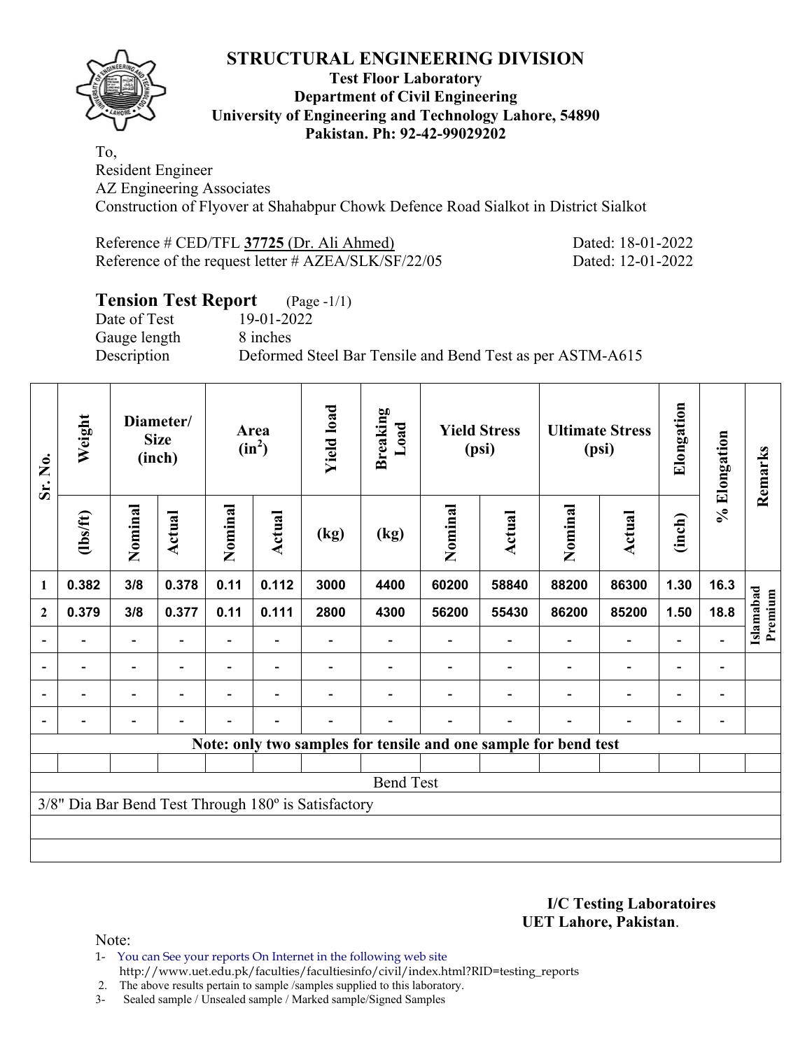# STRUCTURAL ENGINEERING DIVISION

**Test Floor Laboratory**
**Department of Civil Engineering**
**University of Engineering and Technology Lahore, 54890**
**Pakistan. Ph: 92-42-99029202**

To,
Resident Engineer
AZ Engineering Associates
Construction of Flyover at Shahabpur Chowk Defence Road Sialkot in District Sialkot

Reference # CED/TFL **37725** (Dr. Ali Ahmed) Dated: 18-01-2022
Reference of the request letter # AZEA/SLK/SF/22/05 Dated: 12-01-2022

## Tension Test Report (Page -1/1)

Date of Test 19-01-2022
Gauge length 8 inches
Description Deformed Steel Bar Tensile and Bend Test as per ASTM-A615

| Sr. No. | Weight | Diameter/ Size (inch) | | Area ($in^2$) | | Yield load | Breaking Load | Yield Stress (psi) | | Ultimate Stress (psi) | | Elongation | % Elongation | Remarks |
|---|---|---|---|---|---|---|---|---|---|---|---|---|---|---|
| | (lbs/ft) | Nominal | Actual | Nominal | Actual | (kg) | (kg) | Nominal | Actual | Nominal | Actual | (inch) | | |
| 1 | 0.382 | 3/8 | 0.378 | 0.11 | 0.112 | 3000 | 4400 | 60200 | 58840 | 88200 | 86300 | 1.30 | 16.3 | Islamabad Premium |
| 2 | 0.379 | 3/8 | 0.377 | 0.11 | 0.111 | 2800 | 4300 | 56200 | 55430 | 86200 | 85200 | 1.50 | 18.8 | |
| - | - | - | - | - | - | - | - | - | - | - | - | - | - | |
| - | - | - | - | - | - | - | - | - | - | - | - | - | - | |
| - | - | - | - | - | - | - | - | - | - | - | - | - | - | |
| - | - | - | - | - | - | - | - | - | - | - | - | - | - | |

**Note: only two samples for tensile and one sample for bend test**

Bend Test

3/8" Dia Bar Bend Test Through 180º is Satisfactory

**I/C Testing Laboratoires**
**UET Lahore, Pakistan**.

Note:
1- You can See your reports On Internet in the following web site
http://www.uet.edu.pk/faculties/facultiesinfo/civil/index.html?RID=testing_reports
2. The above results pertain to sample /samples supplied to this laboratory.
3- Sealed sample / Unsealed sample / Marked sample/Signed Samples